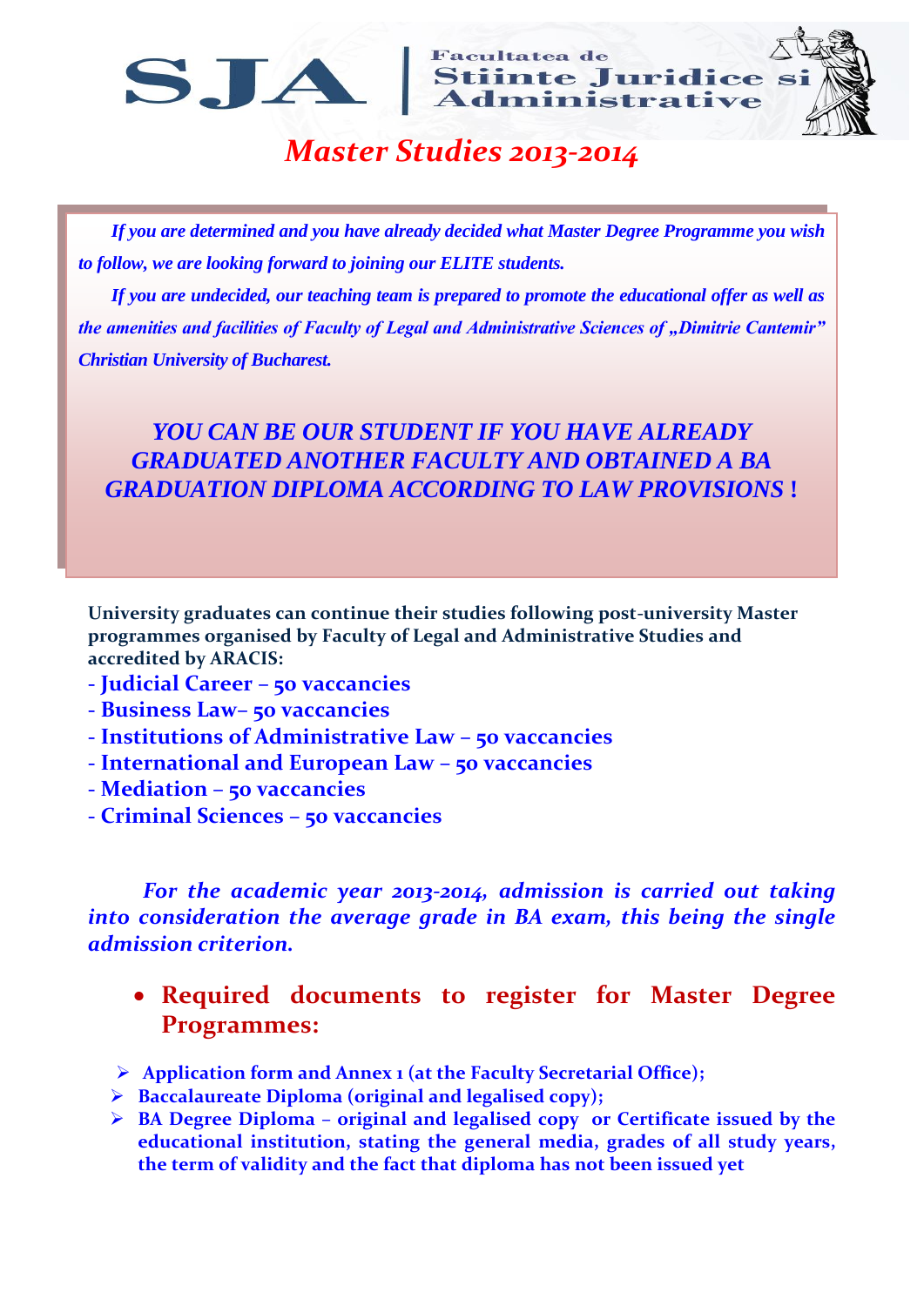SJA | Facultatea de Stiinte Juridice si Administrative

# *Master Studies 2013-2014*

***If you are determined and you have already decided what Master Degree Programme you wish to follow, we are looking forward to joining our ELITE students.***

***If you are undecided, our teaching team is prepared to promote the educational offer as well as the amenities and facilities of Faculty of Legal and Administrative Sciences of „Dimitrie Cantemir" Christian University of Bucharest.***

***YOU CAN BE OUR STUDENT IF YOU HAVE ALREADY GRADUATED ANOTHER FACULTY AND OBTAINED A BA GRADUATION DIPLOMA ACCORDING TO LAW PROVISIONS !***

**University graduates can continue their studies following post-university Master programmes organised by Faculty of Legal and Administrative Studies and accredited by ARACIS:**

- **Judicial Career – 50 vaccancies**
- **Business Law– 50 vaccancies**
- **Institutions of Administrative Law – 50 vaccancies**
- **International and European Law – 50 vaccancies**
- **Mediation – 50 vaccancies**
- **Criminal Sciences – 50 vaccancies**

***For the academic year 2013-2014, admission is carried out taking into consideration the average grade in BA exam, this being the single admission criterion.***

- **Required documents to register for Master Degree Programmes:**

  - **Application form and Annex 1 (at the Faculty Secretarial Office);**
  - **Baccalaureate Diploma (original and legalised copy);**
  - **BA Degree Diploma – original and legalised copy or Certificate issued by the educational institution, stating the general media, grades of all study years, the term of validity and the fact that diploma has not been issued yet**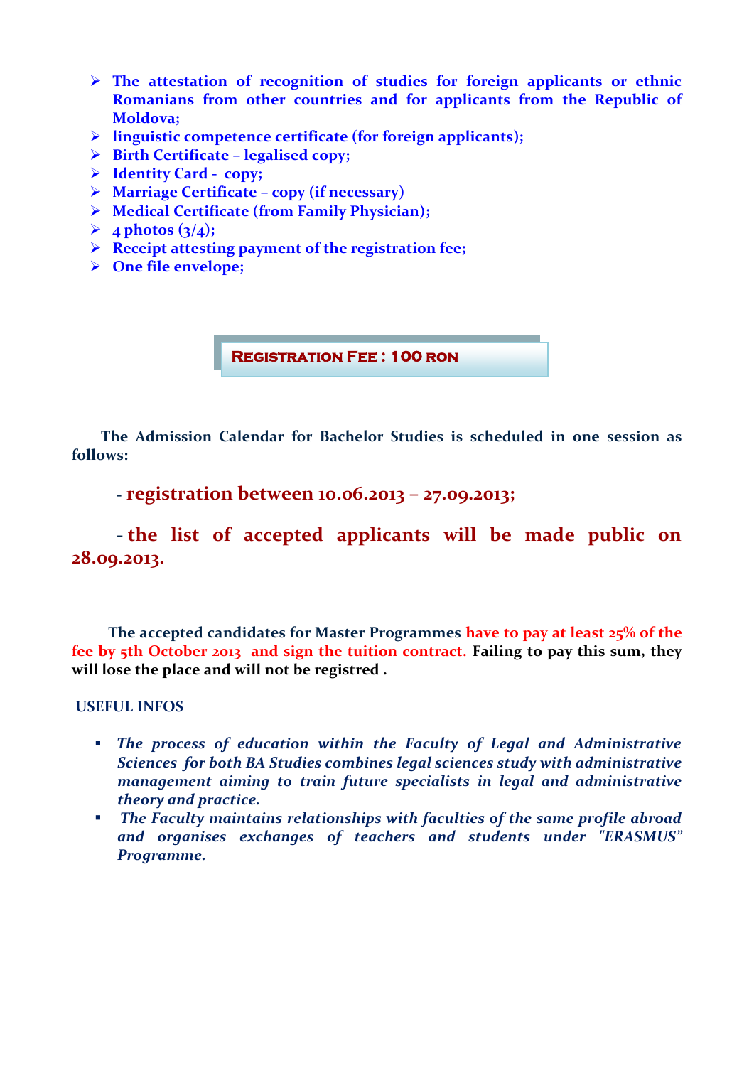- **The attestation of recognition of studies for foreign applicants or ethnic Romanians from other countries and for applicants from the Republic of Moldova;**
- **linguistic competence certificate (for foreign applicants);**
- **Birth Certificate – legalised copy;**
- **Identity Card - copy;**
- **Marriage Certificate – copy (if necessary)**
- **Medical Certificate (from Family Physician);**
- **4 photos (3/4);**
- **Receipt attesting payment of the registration fee;**
- **One file envelope;**

**REGISTRATION FEE : 100 RON**

**The Admission Calendar for Bachelor Studies is scheduled in one session as follows:**

**- registration between 10.06.2013 – 27.09.2013;**

**- the list of accepted applicants will be made public on 28.09.2013.**

**The accepted candidates for Master Programmes have to pay at least 25% of the fee by 5th October 2013 and sign the tuition contract. Failing to pay this sum, they will lose the place and will not be registred .**

**USEFUL INFOS**

- ***The process of education within the Faculty of Legal and Administrative Sciences for both BA Studies combines legal sciences study with administrative management aiming to train future specialists in legal and administrative theory and practice.***
- ***The Faculty maintains relationships with faculties of the same profile abroad and organises exchanges of teachers and students under "ERASMUS" Programme.***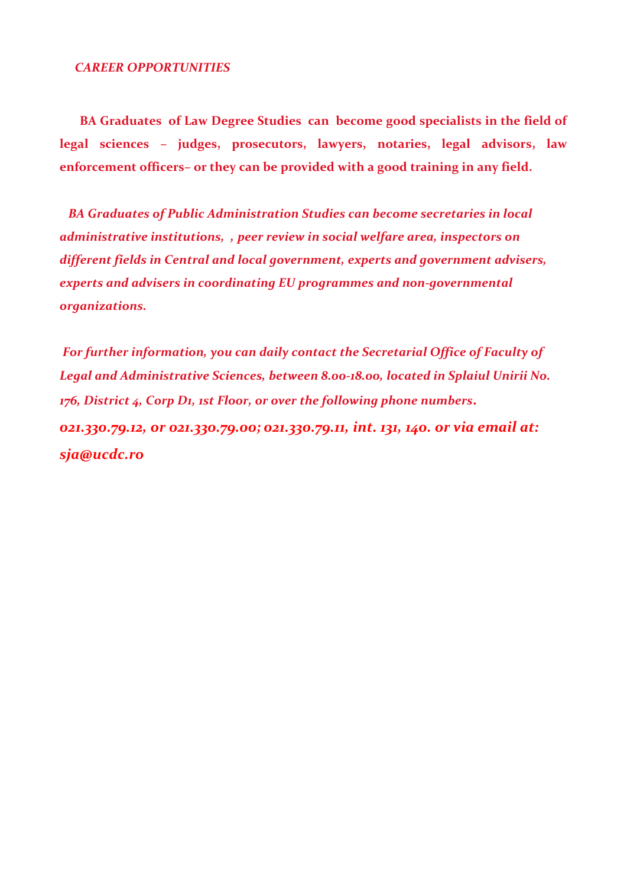*CAREER OPPORTUNITIES*

**BA Graduates of Law Degree Studies can become good specialists in the field of legal sciences – judges, prosecutors, lawyers, notaries, legal advisors, law enforcement officers– or they can be provided with a good training in any field.**

***BA Graduates of Public Administration Studies can become secretaries in local administrative institutions, , peer review in social welfare area, inspectors on different fields in Central and local government, experts and government advisers, experts and advisers in coordinating EU programmes and non-governmental organizations.***

***For further information, you can daily contact the Secretarial Office of Faculty of Legal and Administrative Sciences, between 8.00-18.00, located in Splaiul Unirii No. 176, District 4, Corp D1, 1st Floor, or over the following phone numbers. 021.330.79.12, or 021.330.79.00; 021.330.79.11, int. 131, 140. or via email at: sja@ucdc.ro***